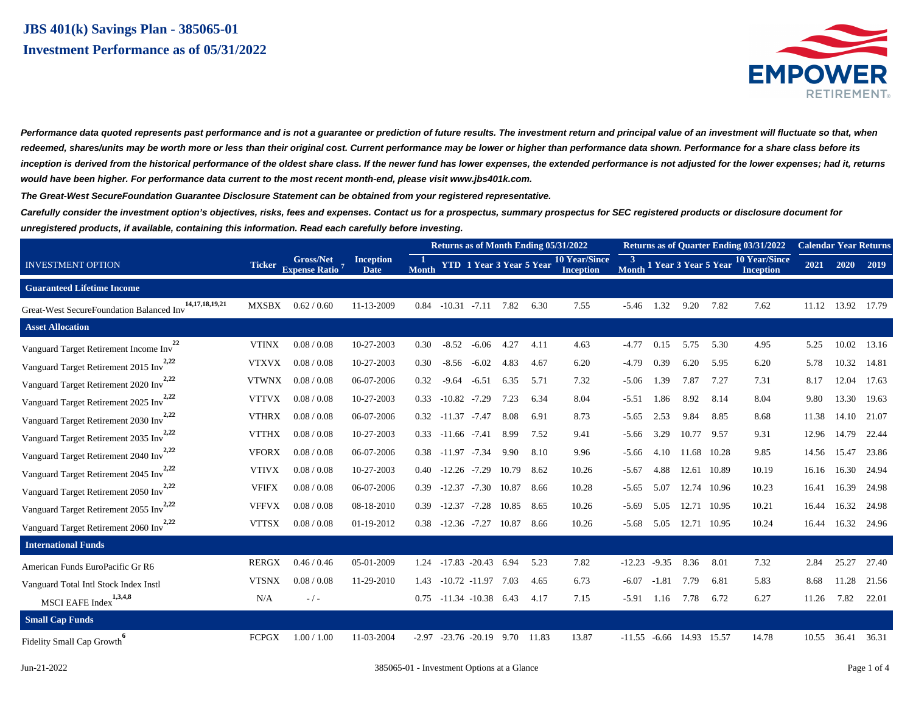# JBS 401(k) Savings Plan - 385065-01
## Investment Performance as of 05/31/2022

***Performance data quoted represents past performance and is not a guarantee or prediction of future results. The investment return and principal value of an investment will fluctuate so that, when redeemed, shares/units may be worth more or less than their original cost. Current performance may be lower or higher than performance data shown. Performance for a share class before its inception is derived from the historical performance of the oldest share class. If the newer fund has lower expenses, the extended performance is not adjusted for the lower expenses; had it, returns would have been higher. For performance data current to the most recent month-end, please visit www.jbs401k.com.***

***The Great-West SecureFoundation Guarantee Disclosure Statement can be obtained from your registered representative.***

***Carefully consider the investment option's objectives, risks, fees and expenses. Contact us for a prospectus, summary prospectus for SEC registered products or disclosure document for unregistered products, if available, containing this information. Read each carefully before investing.***

| | | | | Returns as of Month Ending 05/31/2022 | | | | | | Returns as of Quarter Ending 03/31/2022 | | | | | Calendar Year Returns | | |
|---|---|---|---|---|---|---|---|---|---|---|---|---|---|---|---|---|---|
| INVESTMENT OPTION | Ticker | Gross/Net Expense Ratio [7] | Inception Date | 1 Month | YTD | 1 Year | 3 Year | 5 Year | 10 Year/Since Inception | 3 Month | 1 Year | 3 Year | 5 Year | 10 Year/Since Inception | 2021 | 2020 | 2019 |
| **Guaranteed Lifetime Income** | | | | | | | | | | | | | | | | | |
| Great-West SecureFoundation Balanced Inv [14,17,18,19,21] | MXSBX | 0.62 / 0.60 | 11-13-2009 | 0.84 | -10.31 | -7.11 | 7.82 | 6.30 | 7.55 | -5.46 | 1.32 | 9.20 | 7.82 | 7.62 | 11.12 | 13.92 | 17.79 |
| **Asset Allocation** | | | | | | | | | | | | | | | | | |
| Vanguard Target Retirement Income Inv [22] | VTINX | 0.08 / 0.08 | 10-27-2003 | 0.30 | -8.52 | -6.06 | 4.27 | 4.11 | 4.63 | -4.77 | 0.15 | 5.75 | 5.30 | 4.95 | 5.25 | 10.02 | 13.16 |
| Vanguard Target Retirement 2015 Inv [2,22] | VTXVX | 0.08 / 0.08 | 10-27-2003 | 0.30 | -8.56 | -6.02 | 4.83 | 4.67 | 6.20 | -4.79 | 0.39 | 6.20 | 5.95 | 6.20 | 5.78 | 10.32 | 14.81 |
| Vanguard Target Retirement 2020 Inv [2,22] | VTWNX | 0.08 / 0.08 | 06-07-2006 | 0.32 | -9.64 | -6.51 | 6.35 | 5.71 | 7.32 | -5.06 | 1.39 | 7.87 | 7.27 | 7.31 | 8.17 | 12.04 | 17.63 |
| Vanguard Target Retirement 2025 Inv [2,22] | VTTVX | 0.08 / 0.08 | 10-27-2003 | 0.33 | -10.82 | -7.29 | 7.23 | 6.34 | 8.04 | -5.51 | 1.86 | 8.92 | 8.14 | 8.04 | 9.80 | 13.30 | 19.63 |
| Vanguard Target Retirement 2030 Inv [2,22] | VTHRX | 0.08 / 0.08 | 06-07-2006 | 0.32 | -11.37 | -7.47 | 8.08 | 6.91 | 8.73 | -5.65 | 2.53 | 9.84 | 8.85 | 8.68 | 11.38 | 14.10 | 21.07 |
| Vanguard Target Retirement 2035 Inv [2,22] | VTTHX | 0.08 / 0.08 | 10-27-2003 | 0.33 | -11.66 | -7.41 | 8.99 | 7.52 | 9.41 | -5.66 | 3.29 | 10.77 | 9.57 | 9.31 | 12.96 | 14.79 | 22.44 |
| Vanguard Target Retirement 2040 Inv [2,22] | VFORX | 0.08 / 0.08 | 06-07-2006 | 0.38 | -11.97 | -7.34 | 9.90 | 8.10 | 9.96 | -5.66 | 4.10 | 11.68 | 10.28 | 9.85 | 14.56 | 15.47 | 23.86 |
| Vanguard Target Retirement 2045 Inv [2,22] | VTIVX | 0.08 / 0.08 | 10-27-2003 | 0.40 | -12.26 | -7.29 | 10.79 | 8.62 | 10.26 | -5.67 | 4.88 | 12.61 | 10.89 | 10.19 | 16.16 | 16.30 | 24.94 |
| Vanguard Target Retirement 2050 Inv [2,22] | VFIFX | 0.08 / 0.08 | 06-07-2006 | 0.39 | -12.37 | -7.30 | 10.87 | 8.66 | 10.28 | -5.65 | 5.07 | 12.74 | 10.96 | 10.23 | 16.41 | 16.39 | 24.98 |
| Vanguard Target Retirement 2055 Inv [2,22] | VFFVX | 0.08 / 0.08 | 08-18-2010 | 0.39 | -12.37 | -7.28 | 10.85 | 8.65 | 10.26 | -5.69 | 5.05 | 12.71 | 10.95 | 10.21 | 16.44 | 16.32 | 24.98 |
| Vanguard Target Retirement 2060 Inv [2,22] | VTTSX | 0.08 / 0.08 | 01-19-2012 | 0.38 | -12.36 | -7.27 | 10.87 | 8.66 | 10.26 | -5.68 | 5.05 | 12.71 | 10.95 | 10.24 | 16.44 | 16.32 | 24.96 |
| **International Funds** | | | | | | | | | | | | | | | | | |
| American Funds EuroPacific Gr R6 | RERGX | 0.46 / 0.46 | 05-01-2009 | 1.24 | -17.83 | -20.43 | 6.94 | 5.23 | 7.82 | -12.23 | -9.35 | 8.36 | 8.01 | 7.32 | 2.84 | 25.27 | 27.40 |
| Vanguard Total Intl Stock Index Instl | VTSNX | 0.08 / 0.08 | 11-29-2010 | 1.43 | -10.72 | -11.97 | 7.03 | 4.65 | 6.73 | -6.07 | -1.81 | 7.79 | 6.81 | 5.83 | 8.68 | 11.28 | 21.56 |
| MSCI EAFE Index [1,3,4,8] | N/A | - / - | | 0.75 | -11.34 | -10.38 | 6.43 | 4.17 | 7.15 | -5.91 | 1.16 | 7.78 | 6.72 | 6.27 | 11.26 | 7.82 | 22.01 |
| **Small Cap Funds** | | | | | | | | | | | | | | | | | |
| Fidelity Small Cap Growth [6] | FCPGX | 1.00 / 1.00 | 11-03-2004 | -2.97 | -23.76 | -20.19 | 9.70 | 11.83 | 13.87 | -11.55 | -6.66 | 14.93 | 15.57 | 14.78 | 10.55 | 36.41 | 36.31 |

Jun-21-2022 — 385065-01 - Investment Options at a Glance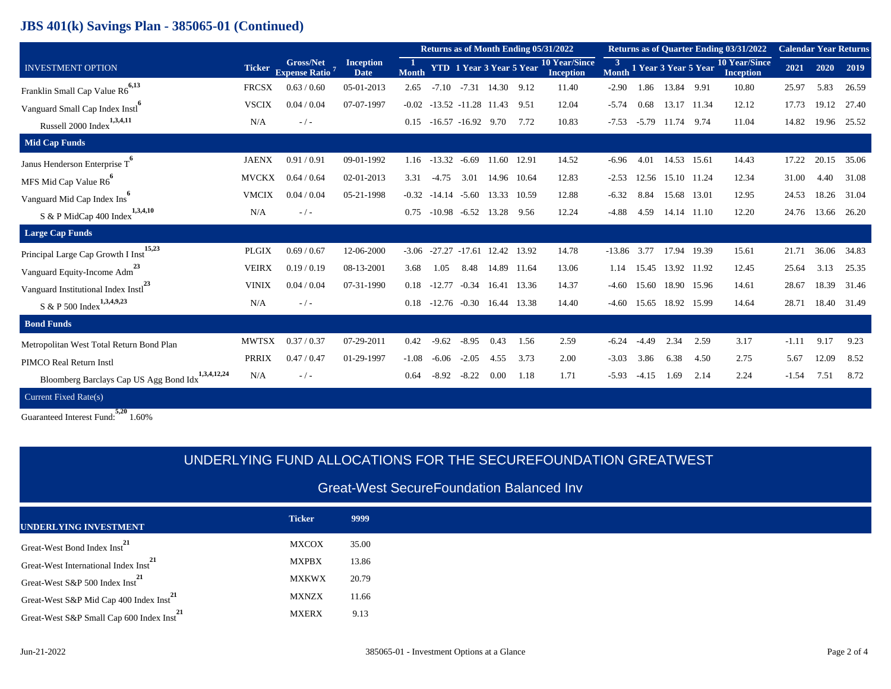# JBS 401(k) Savings Plan - 385065-01 (Continued)

| INVESTMENT OPTION | Ticker | Gross/Net Expense Ratio [7] | Inception Date | Returns as of Month Ending 05/31/2022 | | | | | | Returns as of Quarter Ending 03/31/2022 | | | | | Calendar Year Returns | | |
|---|---|---|---|---|---|---|---|---|---|---|---|---|---|---|---|---|---|
| | | | | 1 Month | YTD | 1 Year | 3 Year | 5 Year | 10 Year/Since Inception | 3 Month | 1 Year | 3 Year | 5 Year | 10 Year/Since Inception | 2021 | 2020 | 2019 |
| Franklin Small Cap Value R6[6,13] | FRCSX | 0.63 / 0.60 | 05-01-2013 | 2.65 | -7.10 | -7.31 | 14.30 | 9.12 | 11.40 | -2.90 | 1.86 | 13.84 | 9.91 | 10.80 | 25.97 | 5.83 | 26.59 |
| Vanguard Small Cap Index Instl[6] | VSCIX | 0.04 / 0.04 | 07-07-1997 | -0.02 | -13.52 | -11.28 | 11.43 | 9.51 | 12.04 | -5.74 | 0.68 | 13.17 | 11.34 | 12.12 | 17.73 | 19.12 | 27.40 |
| Russell 2000 Index[1,3,4,11] | N/A | - / - | | 0.15 | -16.57 | -16.92 | 9.70 | 7.72 | 10.83 | -7.53 | -5.79 | 11.74 | 9.74 | 11.04 | 14.82 | 19.96 | 25.52 |
| **Mid Cap Funds** | | | | | | | | | | | | | | | | | |
| Janus Henderson Enterprise T[6] | JAENX | 0.91 / 0.91 | 09-01-1992 | 1.16 | -13.32 | -6.69 | 11.60 | 12.91 | 14.52 | -6.96 | 4.01 | 14.53 | 15.61 | 14.43 | 17.22 | 20.15 | 35.06 |
| MFS Mid Cap Value R6[6] | MVCKX | 0.64 / 0.64 | 02-01-2013 | 3.31 | -4.75 | 3.01 | 14.96 | 10.64 | 12.83 | -2.53 | 12.56 | 15.10 | 11.24 | 12.34 | 31.00 | 4.40 | 31.08 |
| Vanguard Mid Cap Index Ins[6] | VMCIX | 0.04 / 0.04 | 05-21-1998 | -0.32 | -14.14 | -5.60 | 13.33 | 10.59 | 12.88 | -6.32 | 8.84 | 15.68 | 13.01 | 12.95 | 24.53 | 18.26 | 31.04 |
| S & P MidCap 400 Index[1,3,4,10] | N/A | - / - | | 0.75 | -10.98 | -6.52 | 13.28 | 9.56 | 12.24 | -4.88 | 4.59 | 14.14 | 11.10 | 12.20 | 24.76 | 13.66 | 26.20 |
| **Large Cap Funds** | | | | | | | | | | | | | | | | | |
| Principal Large Cap Growth I Inst[15,23] | PLGIX | 0.69 / 0.67 | 12-06-2000 | -3.06 | -27.27 | -17.61 | 12.42 | 13.92 | 14.78 | -13.86 | 3.77 | 17.94 | 19.39 | 15.61 | 21.71 | 36.06 | 34.83 |
| Vanguard Equity-Income Adm[23] | VEIRX | 0.19 / 0.19 | 08-13-2001 | 3.68 | 1.05 | 8.48 | 14.89 | 11.64 | 13.06 | 1.14 | 15.45 | 13.92 | 11.92 | 12.45 | 25.64 | 3.13 | 25.35 |
| Vanguard Institutional Index Instl[23] | VINIX | 0.04 / 0.04 | 07-31-1990 | 0.18 | -12.77 | -0.34 | 16.41 | 13.36 | 14.37 | -4.60 | 15.60 | 18.90 | 15.96 | 14.61 | 28.67 | 18.39 | 31.46 |
| S & P 500 Index[1,3,4,9,23] | N/A | - / - | | 0.18 | -12.76 | -0.30 | 16.44 | 13.38 | 14.40 | -4.60 | 15.65 | 18.92 | 15.99 | 14.64 | 28.71 | 18.40 | 31.49 |
| **Bond Funds** | | | | | | | | | | | | | | | | | |
| Metropolitan West Total Return Bond Plan | MWTSX | 0.37 / 0.37 | 07-29-2011 | 0.42 | -9.62 | -8.95 | 0.43 | 1.56 | 2.59 | -6.24 | -4.49 | 2.34 | 2.59 | 3.17 | -1.11 | 9.17 | 9.23 |
| PIMCO Real Return Instl | PRRIX | 0.47 / 0.47 | 01-29-1997 | -1.08 | -6.06 | -2.05 | 4.55 | 3.73 | 2.00 | -3.03 | 3.86 | 6.38 | 4.50 | 2.75 | 5.67 | 12.09 | 8.52 |
| Bloomberg Barclays Cap US Agg Bond Idx[1,3,4,12,24] | N/A | - / - | | 0.64 | -8.92 | -8.22 | 0.00 | 1.18 | 1.71 | -5.93 | -4.15 | 1.69 | 2.14 | 2.24 | -1.54 | 7.51 | 8.72 |
| Current Fixed Rate(s) | | | | | | | | | | | | | | | | | |

Guaranteed Interest Fund:[5,20] 1.60%

## UNDERLYING FUND ALLOCATIONS FOR THE SECUREFOUNDATION GREATWEST

### Great-West SecureFoundation Balanced Inv

| UNDERLYING INVESTMENT | Ticker | 9999 |
|---|---|---|
| Great-West Bond Index Inst[21] | MXCOX | 35.00 |
| Great-West International Index Inst[21] | MXPBX | 13.86 |
| Great-West S&P 500 Index Inst[21] | MXKWX | 20.79 |
| Great-West S&P Mid Cap 400 Index Inst[21] | MXNZX | 11.66 |
| Great-West S&P Small Cap 600 Index Inst[21] | MXERX | 9.13 |

Jun-21-2022 385065-01 - Investment Options at a Glance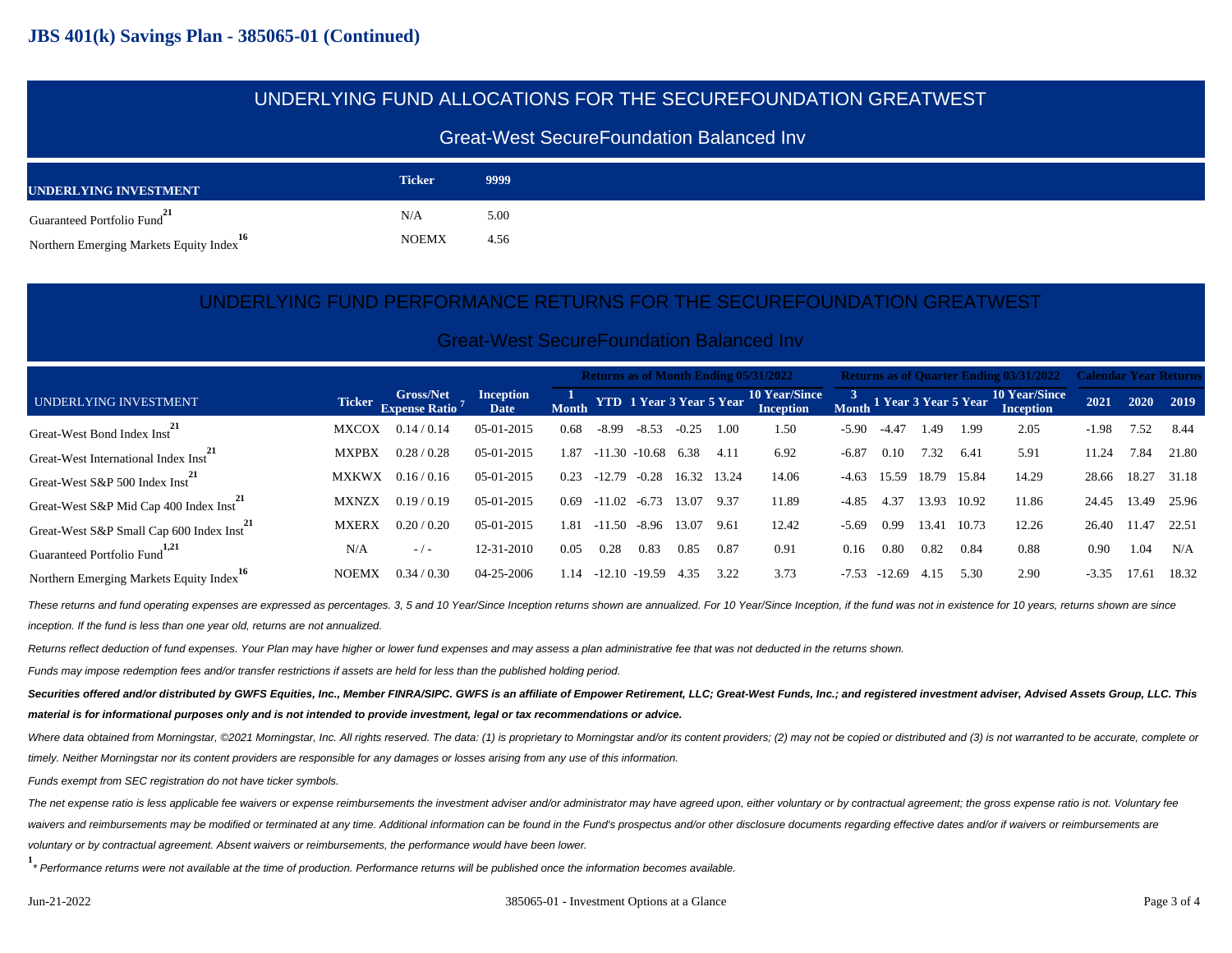# JBS 401(k) Savings Plan - 385065-01 (Continued)

## UNDERLYING FUND ALLOCATIONS FOR THE SECUREFOUNDATION GREATWEST

### Great-West SecureFoundation Balanced Inv

| UNDERLYING INVESTMENT | Ticker | 9999 |
|---|---|---|
| Guaranteed Portfolio Fund[21] | N/A | 5.00 |
| Northern Emerging Markets Equity Index[16] | NOEMX | 4.56 |

## UNDERLYING FUND PERFORMANCE RETURNS FOR THE SECUREFOUNDATION GREATWEST

### Great-West SecureFoundation Balanced Inv

| | | | | Returns as of Month Ending 05/31/2022 | | | | | | Returns as of Quarter Ending 03/31/2022 | | | | | Calendar Year Returns | | |
|---|---|---|---|---|---|---|---|---|---|---|---|---|---|---|---|---|---|
| UNDERLYING INVESTMENT | Ticker | Gross/Net Expense Ratio[7] | Inception Date | 1 Month | YTD | 1 Year | 3 Year | 5 Year | 10 Year/Since Inception | 3 Month | 1 Year | 3 Year | 5 Year | 10 Year/Since Inception | 2021 | 2020 | 2019 |
| Great-West Bond Index Inst[21] | MXCOX | 0.14 / 0.14 | 05-01-2015 | 0.68 | -8.99 | -8.53 | -0.25 | 1.00 | 1.50 | -5.90 | -4.47 | 1.49 | 1.99 | 2.05 | -1.98 | 7.52 | 8.44 |
| Great-West International Index Inst[21] | MXPBX | 0.28 / 0.28 | 05-01-2015 | 1.87 | -11.30 | -10.68 | 6.38 | 4.11 | 6.92 | -6.87 | 0.10 | 7.32 | 6.41 | 5.91 | 11.24 | 7.84 | 21.80 |
| Great-West S&P 500 Index Inst[21] | MXKWX | 0.16 / 0.16 | 05-01-2015 | 0.23 | -12.79 | -0.28 | 16.32 | 13.24 | 14.06 | -4.63 | 15.59 | 18.79 | 15.84 | 14.29 | 28.66 | 18.27 | 31.18 |
| Great-West S&P Mid Cap 400 Index Inst[21] | MXNZX | 0.19 / 0.19 | 05-01-2015 | 0.69 | -11.02 | -6.73 | 13.07 | 9.37 | 11.89 | -4.85 | 4.37 | 13.93 | 10.92 | 11.86 | 24.45 | 13.49 | 25.96 |
| Great-West S&P Small Cap 600 Index Inst[21] | MXERX | 0.20 / 0.20 | 05-01-2015 | 1.81 | -11.50 | -8.96 | 13.07 | 9.61 | 12.42 | -5.69 | 0.99 | 13.41 | 10.73 | 12.26 | 26.40 | 11.47 | 22.51 |
| Guaranteed Portfolio Fund[1,21] | N/A | - / - | 12-31-2010 | 0.05 | 0.28 | 0.83 | 0.85 | 0.87 | 0.91 | 0.16 | 0.80 | 0.82 | 0.84 | 0.88 | 0.90 | 1.04 | N/A |
| Northern Emerging Markets Equity Index[16] | NOEMX | 0.34 / 0.30 | 04-25-2006 | 1.14 | -12.10 | -19.59 | 4.35 | 3.22 | 3.73 | -7.53 | -12.69 | 4.15 | 5.30 | 2.90 | -3.35 | 17.61 | 18.32 |

*These returns and fund operating expenses are expressed as percentages. 3, 5 and 10 Year/Since Inception returns shown are annualized. For 10 Year/Since Inception, if the fund was not in existence for 10 years, returns shown are since inception. If the fund is less than one year old, returns are not annualized.*

*Returns reflect deduction of fund expenses. Your Plan may have higher or lower fund expenses and may assess a plan administrative fee that was not deducted in the returns shown.*

*Funds may impose redemption fees and/or transfer restrictions if assets are held for less than the published holding period.*

***Securities offered and/or distributed by GWFS Equities, Inc., Member FINRA/SIPC. GWFS is an affiliate of Empower Retirement, LLC; Great-West Funds, Inc.; and registered investment adviser, Advised Assets Group, LLC. This material is for informational purposes only and is not intended to provide investment, legal or tax recommendations or advice.***

*Where data obtained from Morningstar, ©2021 Morningstar, Inc. All rights reserved. The data: (1) is proprietary to Morningstar and/or its content providers; (2) may not be copied or distributed and (3) is not warranted to be accurate, complete or timely. Neither Morningstar nor its content providers are responsible for any damages or losses arising from any use of this information.*

*Funds exempt from SEC registration do not have ticker symbols.*

*The net expense ratio is less applicable fee waivers or expense reimbursements the investment adviser and/or administrator may have agreed upon, either voluntary or by contractual agreement; the gross expense ratio is not. Voluntary fee waivers and reimbursements may be modified or terminated at any time. Additional information can be found in the Fund's prospectus and/or other disclosure documents regarding effective dates and/or if waivers or reimbursements are voluntary or by contractual agreement. Absent waivers or reimbursements, the performance would have been lower.*

[1] *\* Performance returns were not available at the time of production. Performance returns will be published once the information becomes available.*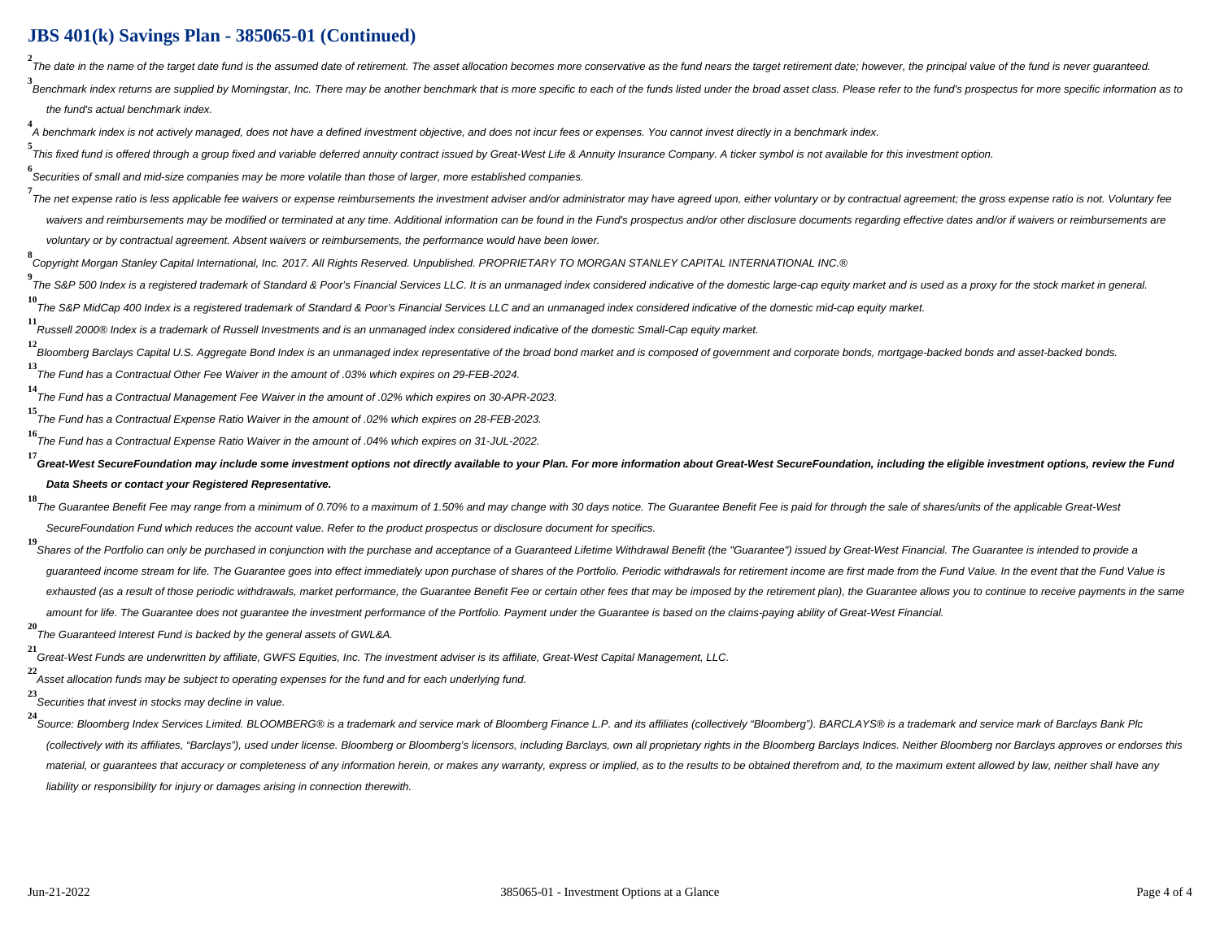# JBS 401(k) Savings Plan - 385065-01 (Continued)

[2] *The date in the name of the target date fund is the assumed date of retirement. The asset allocation becomes more conservative as the fund nears the target retirement date; however, the principal value of the fund is never guaranteed.*

[3] *Benchmark index returns are supplied by Morningstar, Inc. There may be another benchmark that is more specific to each of the funds listed under the broad asset class. Please refer to the fund's prospectus for more specific information as to the fund's actual benchmark index.*

[4] *A benchmark index is not actively managed, does not have a defined investment objective, and does not incur fees or expenses. You cannot invest directly in a benchmark index.*

[5] *This fixed fund is offered through a group fixed and variable deferred annuity contract issued by Great-West Life & Annuity Insurance Company. A ticker symbol is not available for this investment option.*

[6] *Securities of small and mid-size companies may be more volatile than those of larger, more established companies.*

[7] *The net expense ratio is less applicable fee waivers or expense reimbursements the investment adviser and/or administrator may have agreed upon, either voluntary or by contractual agreement; the gross expense ratio is not. Voluntary fee waivers and reimbursements may be modified or terminated at any time. Additional information can be found in the Fund's prospectus and/or other disclosure documents regarding effective dates and/or if waivers or reimbursements are voluntary or by contractual agreement. Absent waivers or reimbursements, the performance would have been lower.*

[8] *Copyright Morgan Stanley Capital International, Inc. 2017. All Rights Reserved. Unpublished. PROPRIETARY TO MORGAN STANLEY CAPITAL INTERNATIONAL INC.®*

[9] *The S&P 500 Index is a registered trademark of Standard & Poor's Financial Services LLC. It is an unmanaged index considered indicative of the domestic large-cap equity market and is used as a proxy for the stock market in general.*

[10] *The S&P MidCap 400 Index is a registered trademark of Standard & Poor's Financial Services LLC and an unmanaged index considered indicative of the domestic mid-cap equity market.*

[11] *Russell 2000® Index is a trademark of Russell Investments and is an unmanaged index considered indicative of the domestic Small-Cap equity market.*

[12] *Bloomberg Barclays Capital U.S. Aggregate Bond Index is an unmanaged index representative of the broad bond market and is composed of government and corporate bonds, mortgage-backed bonds and asset-backed bonds.*

[13] *The Fund has a Contractual Other Fee Waiver in the amount of .03% which expires on 29-FEB-2024.*

[14] *The Fund has a Contractual Management Fee Waiver in the amount of .02% which expires on 30-APR-2023.*

[15] *The Fund has a Contractual Expense Ratio Waiver in the amount of .02% which expires on 28-FEB-2023.*

[16] *The Fund has a Contractual Expense Ratio Waiver in the amount of .04% which expires on 31-JUL-2022.*

[17] ***Great-West SecureFoundation may include some investment options not directly available to your Plan. For more information about Great-West SecureFoundation, including the eligible investment options, review the Fund Data Sheets or contact your Registered Representative.***

[18] *The Guarantee Benefit Fee may range from a minimum of 0.70% to a maximum of 1.50% and may change with 30 days notice. The Guarantee Benefit Fee is paid for through the sale of shares/units of the applicable Great-West SecureFoundation Fund which reduces the account value. Refer to the product prospectus or disclosure document for specifics.*

[19] *Shares of the Portfolio can only be purchased in conjunction with the purchase and acceptance of a Guaranteed Lifetime Withdrawal Benefit (the "Guarantee") issued by Great-West Financial. The Guarantee is intended to provide a guaranteed income stream for life. The Guarantee goes into effect immediately upon purchase of shares of the Portfolio. Periodic withdrawals for retirement income are first made from the Fund Value. In the event that the Fund Value is exhausted (as a result of those periodic withdrawals, market performance, the Guarantee Benefit Fee or certain other fees that may be imposed by the retirement plan), the Guarantee allows you to continue to receive payments in the same amount for life. The Guarantee does not guarantee the investment performance of the Portfolio. Payment under the Guarantee is based on the claims-paying ability of Great-West Financial.*

[20] *The Guaranteed Interest Fund is backed by the general assets of GWL&A.*

[21] *Great-West Funds are underwritten by affiliate, GWFS Equities, Inc. The investment adviser is its affiliate, Great-West Capital Management, LLC.*

[22] *Asset allocation funds may be subject to operating expenses for the fund and for each underlying fund.*

[23] *Securities that invest in stocks may decline in value.*

[24] *Source: Bloomberg Index Services Limited. BLOOMBERG® is a trademark and service mark of Bloomberg Finance L.P. and its affiliates (collectively "Bloomberg"). BARCLAYS® is a trademark and service mark of Barclays Bank Plc (collectively with its affiliates, "Barclays"), used under license. Bloomberg or Bloomberg's licensors, including Barclays, own all proprietary rights in the Bloomberg Barclays Indices. Neither Bloomberg nor Barclays approves or endorses this material, or guarantees that accuracy or completeness of any information herein, or makes any warranty, express or implied, as to the results to be obtained therefrom and, to the maximum extent allowed by law, neither shall have any liability or responsibility for injury or damages arising in connection therewith.*